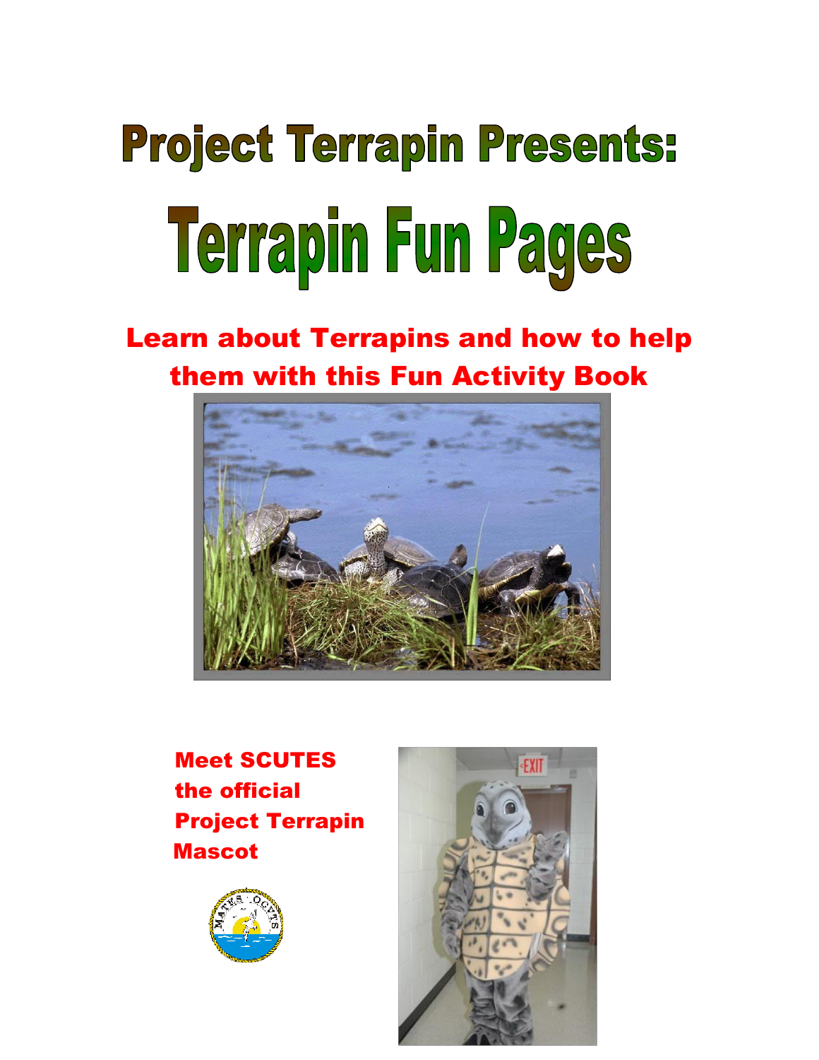# Project Terrapin Presents:

# Terrapin Fun Pages

## Learn about Terrapins and how to help them with this Fun Activity Book

**Meet SCUTES the official Project Terrapin Mascot**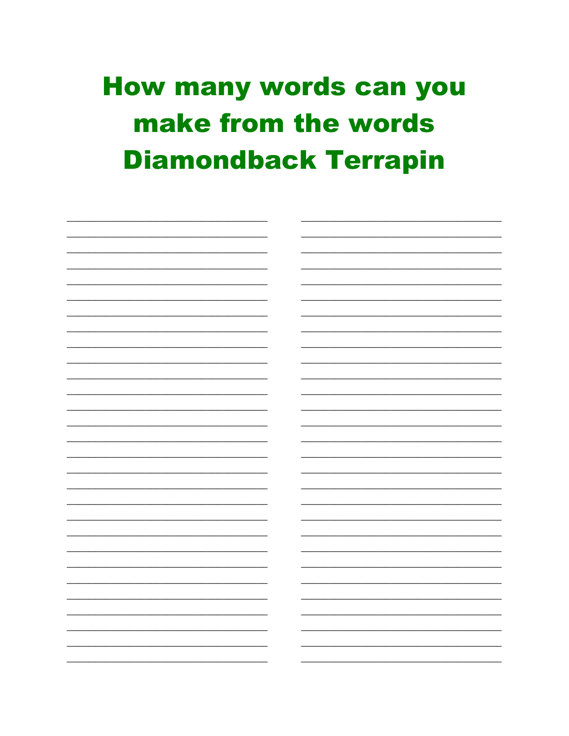# How many words can you make from the words Diamondback Terrapin

| | |
|---|---|
| ______________________________ | ______________________________ |
| ______________________________ | ______________________________ |
| ______________________________ | ______________________________ |
| ______________________________ | ______________________________ |
| ______________________________ | ______________________________ |
| ______________________________ | ______________________________ |
| ______________________________ | ______________________________ |
| ______________________________ | ______________________________ |
| ______________________________ | ______________________________ |
| ______________________________ | ______________________________ |
| ______________________________ | ______________________________ |
| ______________________________ | ______________________________ |
| ______________________________ | ______________________________ |
| ______________________________ | ______________________________ |
| ______________________________ | ______________________________ |
| ______________________________ | ______________________________ |
| ______________________________ | ______________________________ |
| ______________________________ | ______________________________ |
| ______________________________ | ______________________________ |
| ______________________________ | ______________________________ |
| ______________________________ | ______________________________ |
| ______________________________ | ______________________________ |
| ______________________________ | ______________________________ |
| ______________________________ | ______________________________ |
| ______________________________ | ______________________________ |
| ______________________________ | ______________________________ |
| ______________________________ | ______________________________ |
| ______________________________ | ______________________________ |
| ______________________________ | ______________________________ |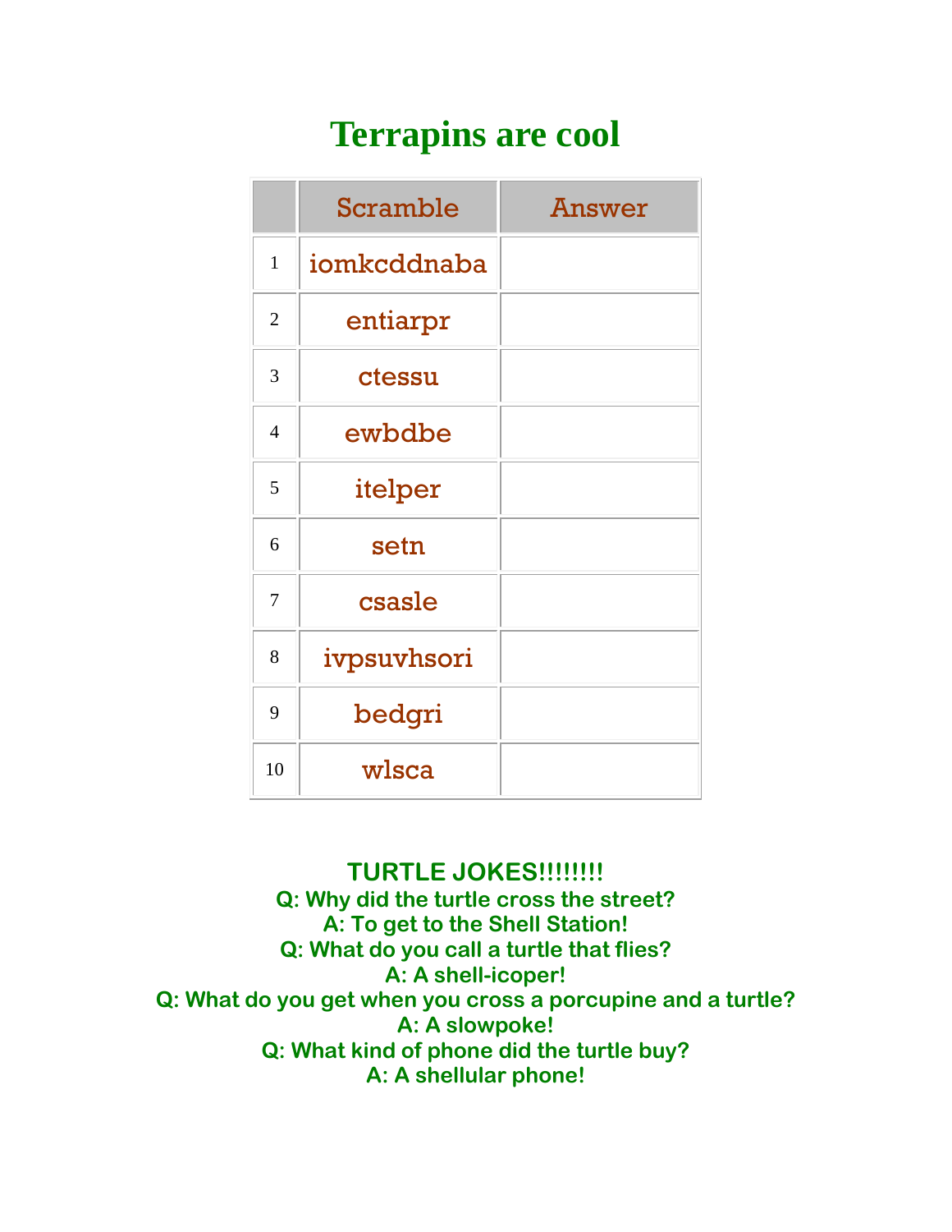# Terrapins are cool

| | Scramble | Answer |
|---|---|---|
| 1 | iomkcddnaba | |
| 2 | entiarpr | |
| 3 | ctessu | |
| 4 | ewbdbe | |
| 5 | itelper | |
| 6 | setn | |
| 7 | csasle | |
| 8 | ivpsuvhsori | |
| 9 | bedgri | |
| 10 | wlsca | |

**TURTLE JOKES!!!!!!!!**
**Q: Why did the turtle cross the street?**
**A: To get to the Shell Station!**
**Q: What do you call a turtle that flies?**
**A: A shell-icoper!**
**Q: What do you get when you cross a porcupine and a turtle?**
**A: A slowpoke!**
**Q: What kind of phone did the turtle buy?**
**A: A shellular phone!**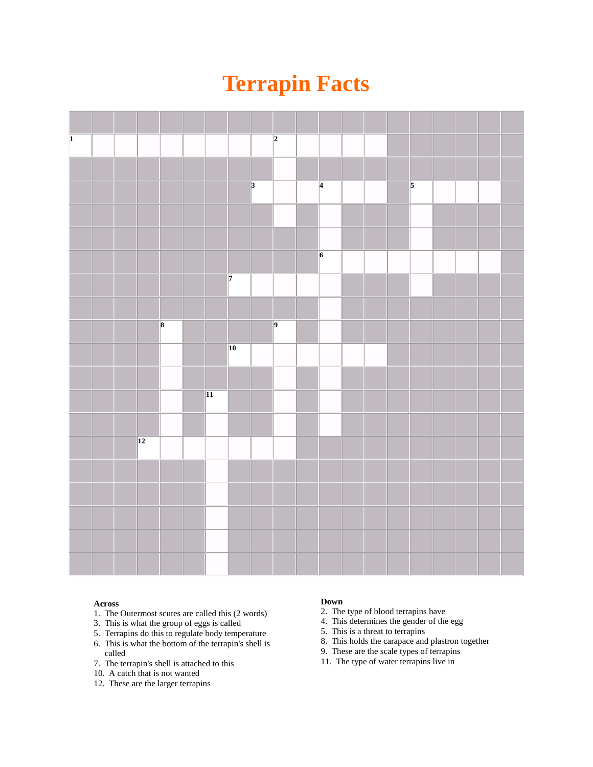# Terrapin Facts

**Across**

1. The Outermost scutes are called this (2 words)
3. This is what the group of eggs is called
5. Terrapins do this to regulate body temperature
6. This is what the bottom of the terrapin's shell is called
7. The terrapin's shell is attached to this
10. A catch that is not wanted
12. These are the larger terrapins

**Down**

2. The type of blood terrapins have
4. This determines the gender of the egg
5. This is a threat to terrapins
8. This holds the carapace and plastron together
9. These are the scale types of terrapins
11. The type of water terrapins live in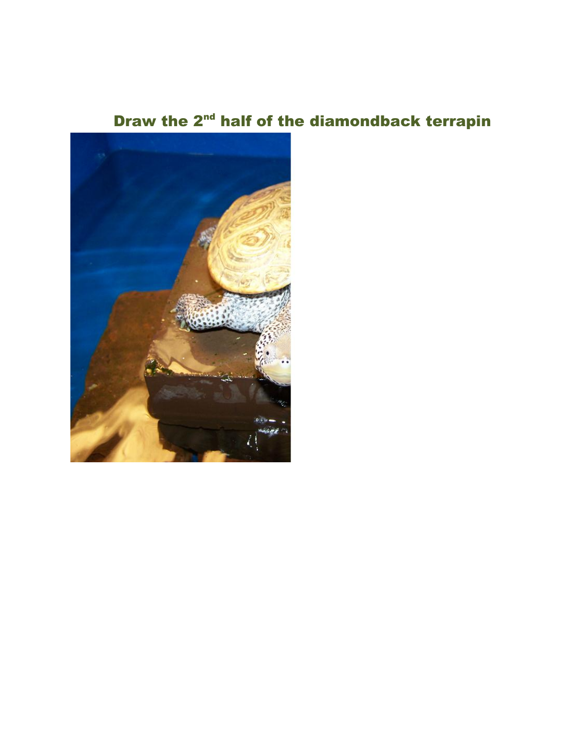# Draw the 2nd half of the diamondback terrapin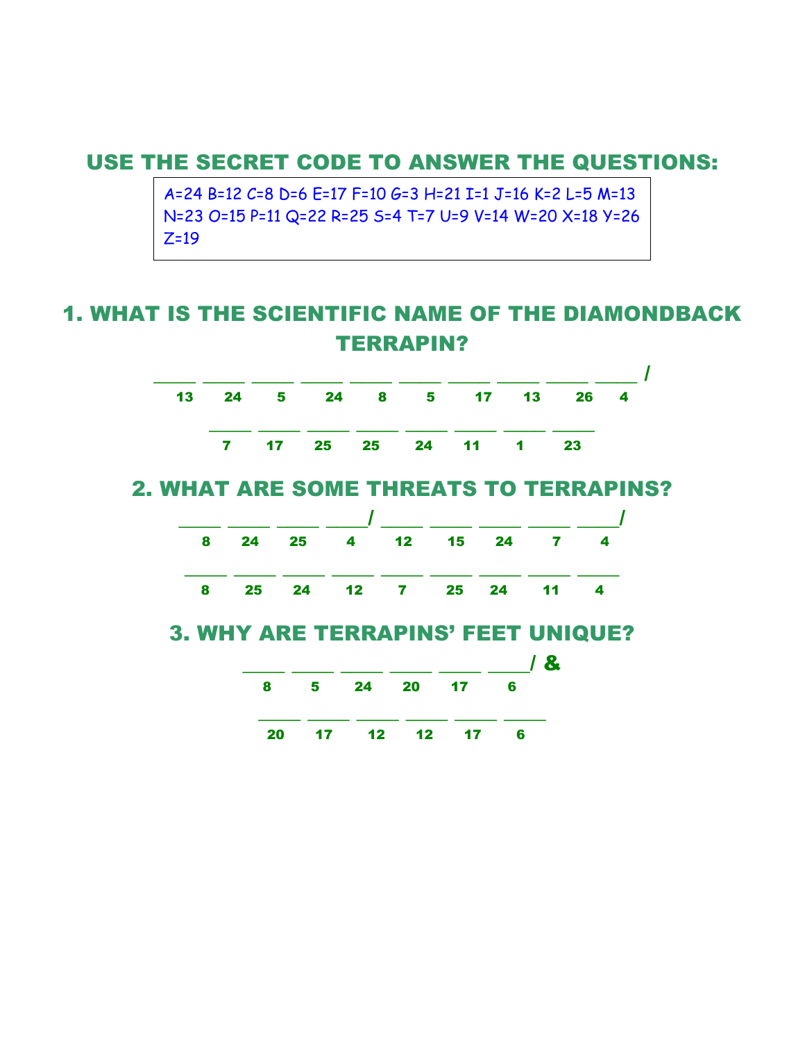## USE THE SECRET CODE TO ANSWER THE QUESTIONS:

A=24 B=12 C=8 D=6 E=17 F=10 G=3 H=21 I=1 J=16 K=2 L=5 M=13 N=23 O=15 P=11 Q=22 R=25 S=4 T=7 U=9 V=14 W=20 X=18 Y=26 Z=19

## 1. WHAT IS THE SCIENTIFIC NAME OF THE DIAMONDBACK TERRAPIN?

____ ____ ____ ____ ____ ____ ____ ____ ____ ____ /
13 24 5 24 8 5 17 13 26 4

____ ____ ____ ____ ____ ____ ____ ____
7 17 25 25 24 11 1 23

## 2. WHAT ARE SOME THREATS TO TERRAPINS?

____ ____ ____ ____/ ____ ____ ____ ____ ____/
8 24 25 4 12 15 24 7 4

____ ____ ____ ____ ____ ____ ____ ____ ____
8 25 24 12 7 25 24 11 4

## 3. WHY ARE TERRAPINS' FEET UNIQUE?

____ ____ ____ ____ ____ ____/ &
8 5 24 20 17 6

____ ____ ____ ____ ____ ____
20 17 12 12 17 6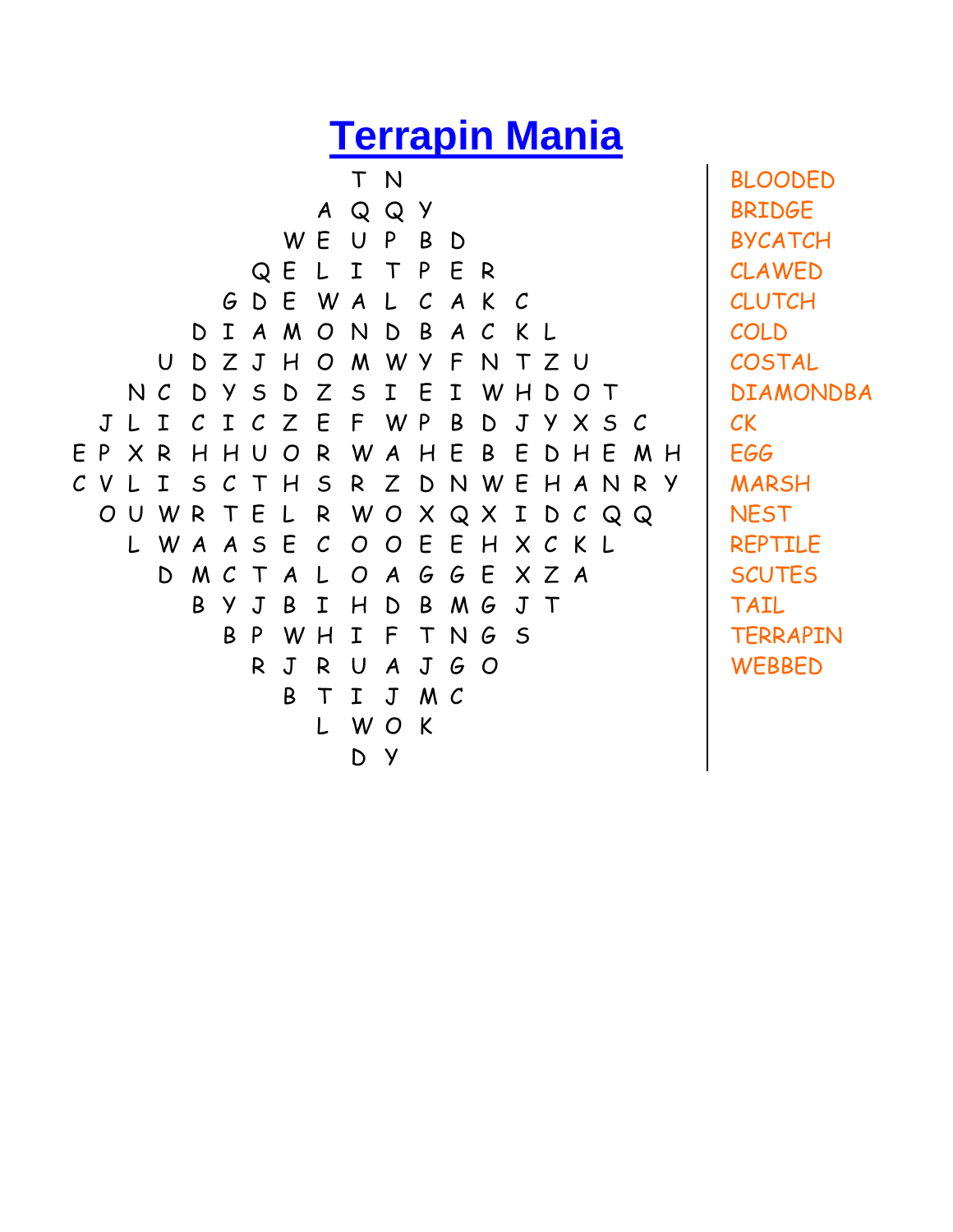# Terrapin Mania

```
                T N
              A Q Q Y
            W E U P B D
          Q E L I T P E R
        G D E W A L C A K C
      D I A M O N D B A C K L
    U D Z J H O M W Y F N T Z U
  N C D Y S D Z S I E I W H D O T
 J L I C I C Z E F W P B D J Y X S C
E P X R H H U O R W A H E B E D H E M H
C V L I S C T H S R Z D N W E H A N R Y
 O U W R T E L R W O X Q X I D C Q Q
  L W A A S E C O O E E H X C K L
    D M C T A L O A G G E X Z A
      B Y J B I H D B M G J T
        B P W H I F T N G S
          R J R U A J G O
            B T I J M C
              L W O K
                D Y
```

BLOODED
BRIDGE
BYCATCH
CLAWED
CLUTCH
COLD
COSTAL
DIAMONDBACK
EGG
MARSH
NEST
REPTILE
SCUTES
TAIL
TERRAPIN
WEBBED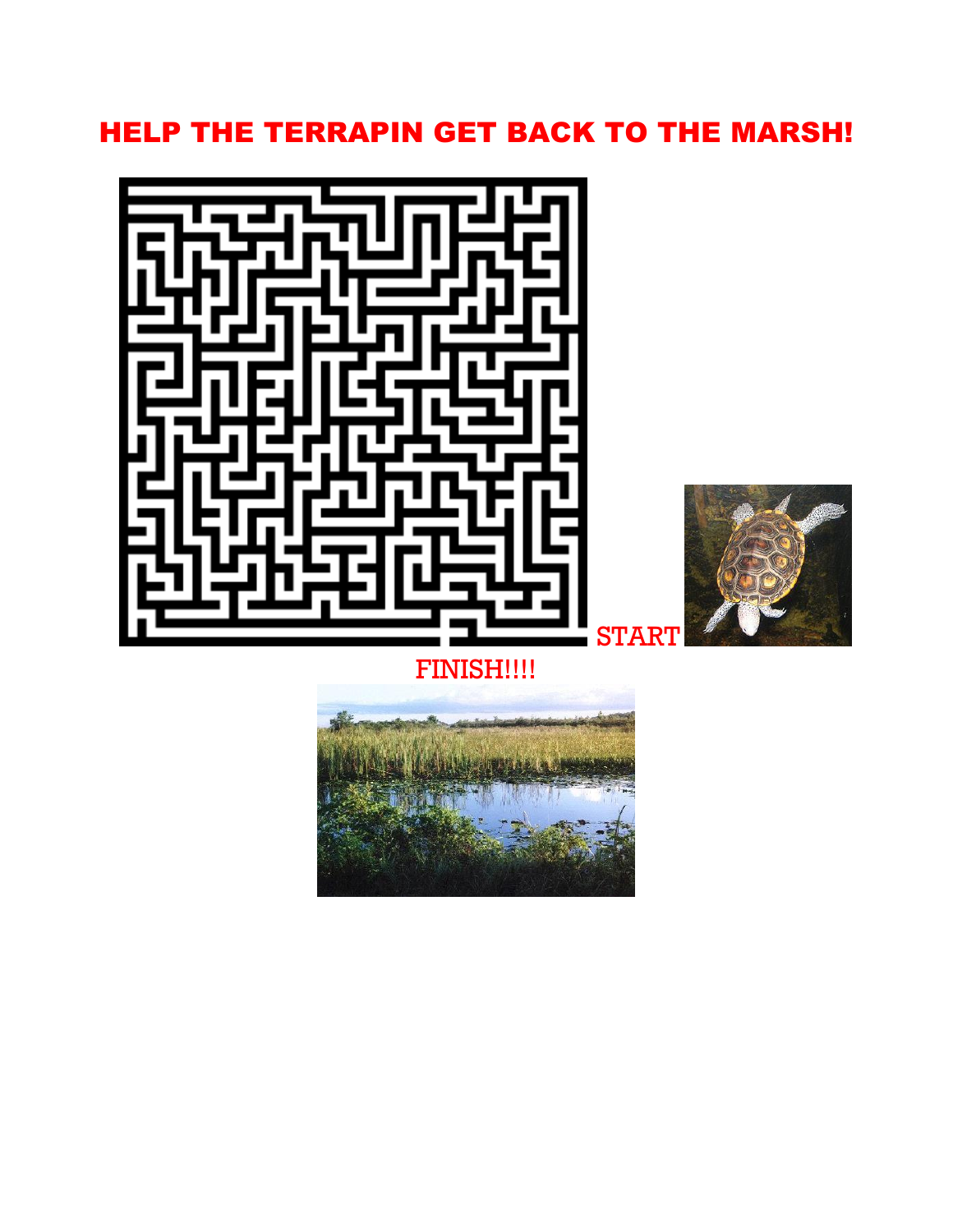# HELP THE TERRAPIN GET BACK TO THE MARSH!

START

FINISH!!!!